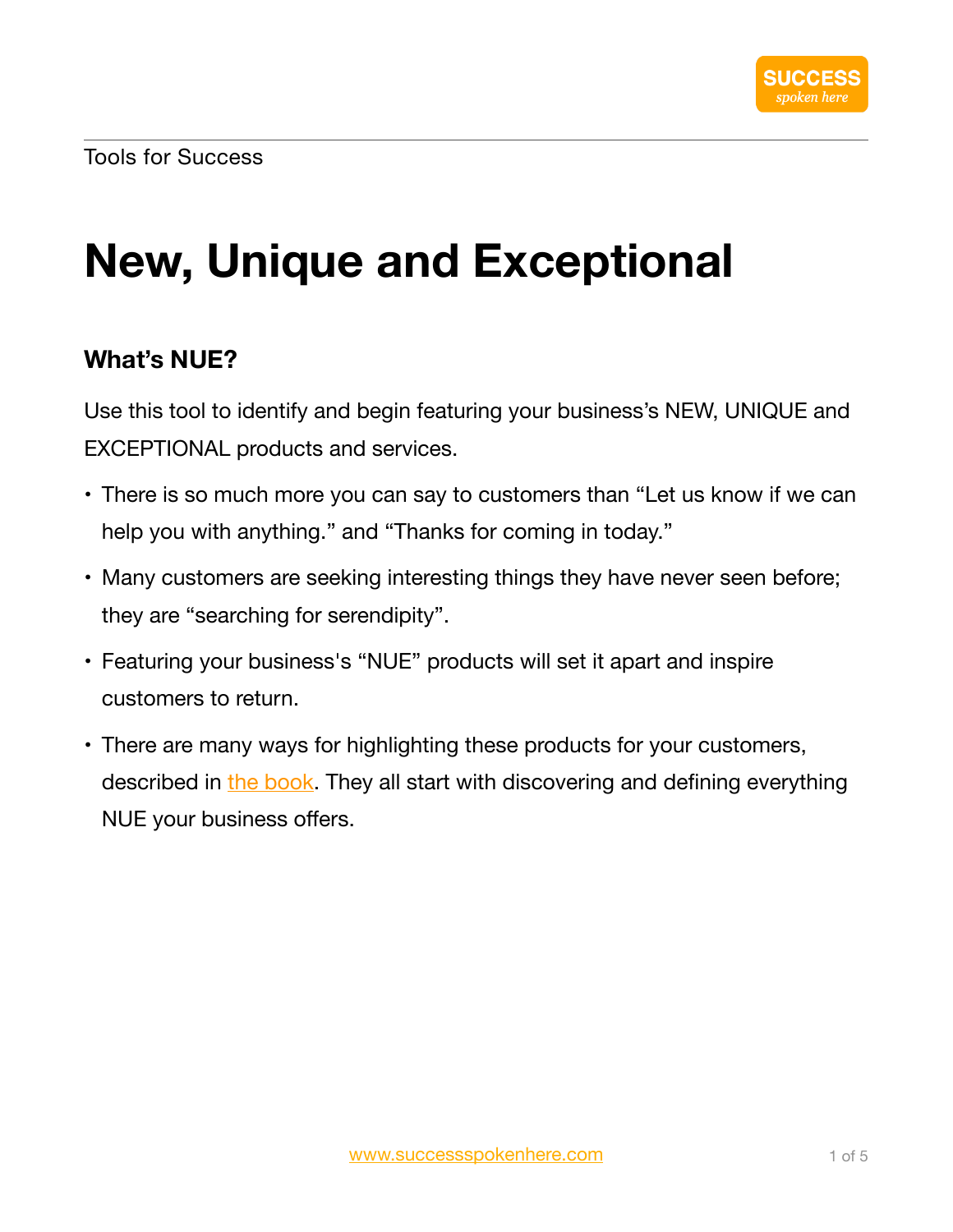Tools for Success

# New, Unique and Exceptional

## What's NUE?

Use this tool to identify and begin featuring your business's NEW, UNIQUE and EXCEPTIONAL products and services.

- There is so much more you can say to customers than "Let us know if we can help you with anything." and "Thanks for coming in today."
- Many customers are seeking interesting things they have never seen before; they are "searching for serendipity".
- Featuring your business's "NUE" products will set it apart and inspire customers to return.
- There are many ways for highlighting these products for your customers, described in the book. They all start with discovering and defining everything NUE your business offers.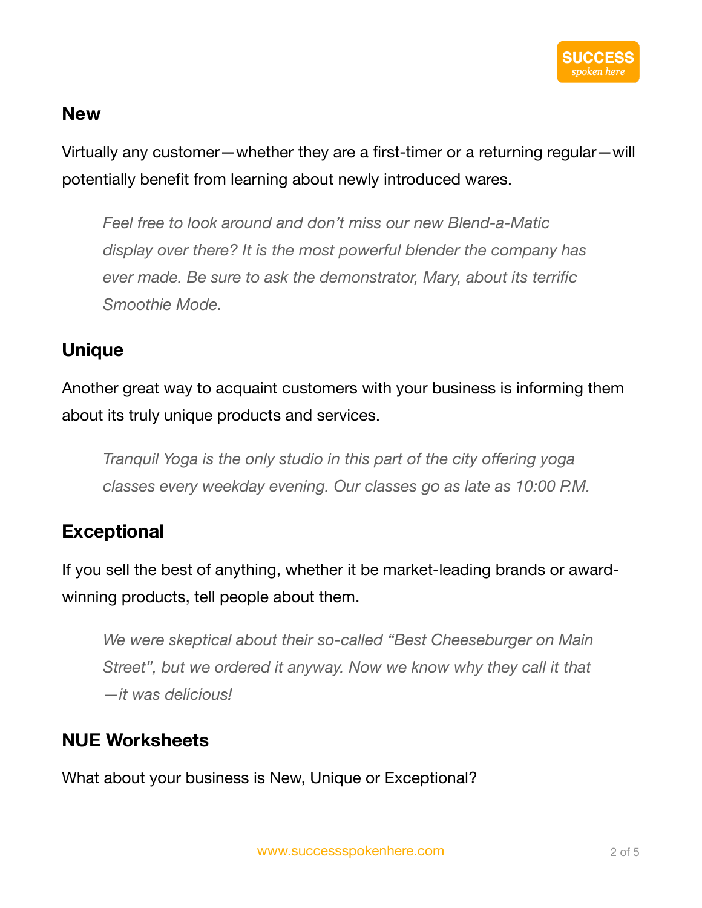## New

Virtually any customer—whether they are a first-timer or a returning regular—will potentially benefit from learning about newly introduced wares.

> *Feel free to look around and don't miss our new Blend-a-Matic display over there? It is the most powerful blender the company has ever made. Be sure to ask the demonstrator, Mary, about its terrific Smoothie Mode.*

## Unique

Another great way to acquaint customers with your business is informing them about its truly unique products and services.

> *Tranquil Yoga is the only studio in this part of the city offering yoga classes every weekday evening. Our classes go as late as 10:00 P.M.*

## Exceptional

If you sell the best of anything, whether it be market-leading brands or award-winning products, tell people about them.

> *We were skeptical about their so-called "Best Cheeseburger on Main Street", but we ordered it anyway. Now we know why they call it that—it was delicious!*

## NUE Worksheets

What about your business is New, Unique or Exceptional?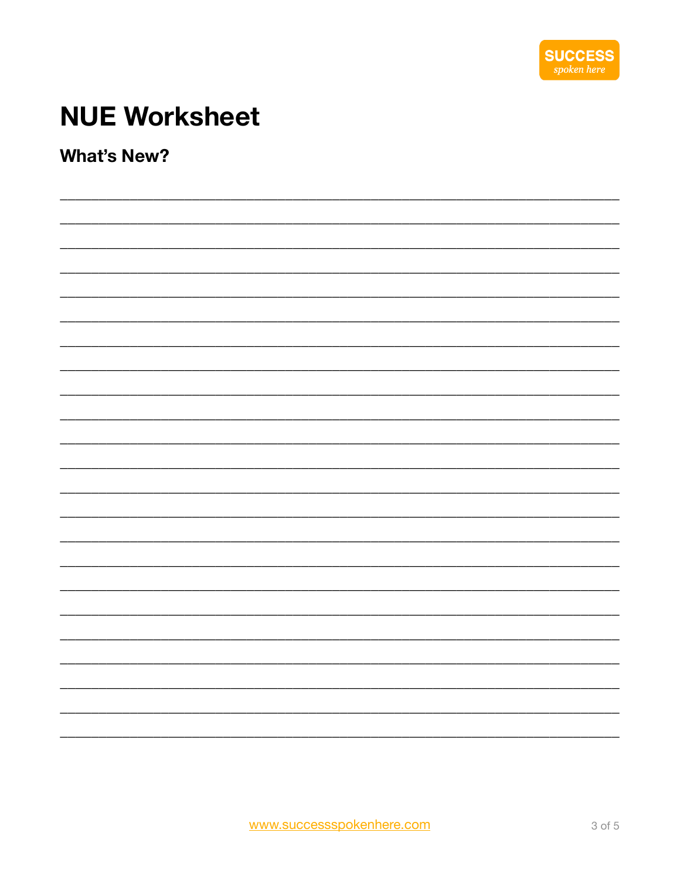# NUE Worksheet

## What's New?

_______________________________________________________________________________

_______________________________________________________________________________

_______________________________________________________________________________

_______________________________________________________________________________

_______________________________________________________________________________

_______________________________________________________________________________

_______________________________________________________________________________

_______________________________________________________________________________

_______________________________________________________________________________

_______________________________________________________________________________

_______________________________________________________________________________

_______________________________________________________________________________

_______________________________________________________________________________

_______________________________________________________________________________

_______________________________________________________________________________

_______________________________________________________________________________

_______________________________________________________________________________

_______________________________________________________________________________

_______________________________________________________________________________

_______________________________________________________________________________

_______________________________________________________________________________

_______________________________________________________________________________

_______________________________________________________________________________

www.successspokenhere.com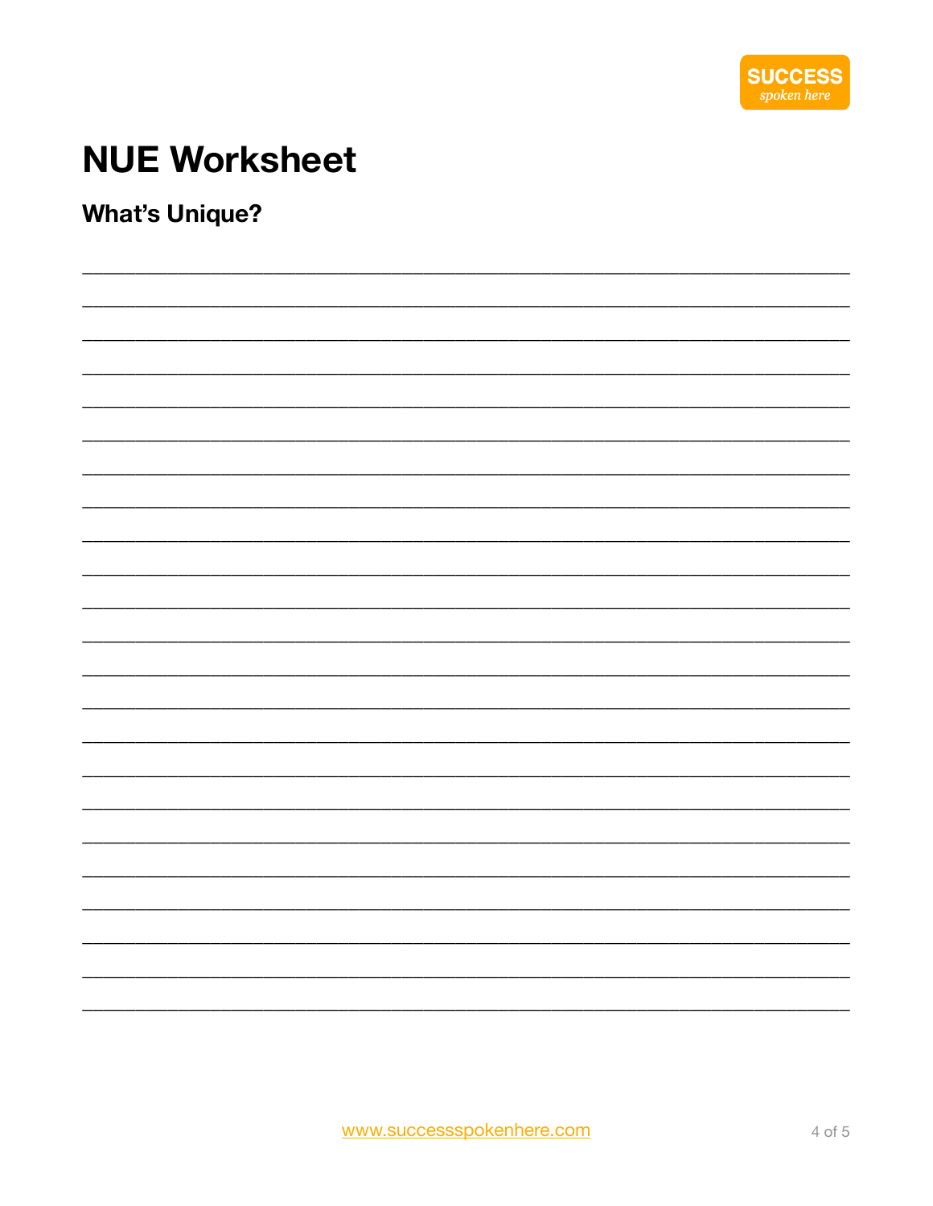# NUE Worksheet

## What's Unique?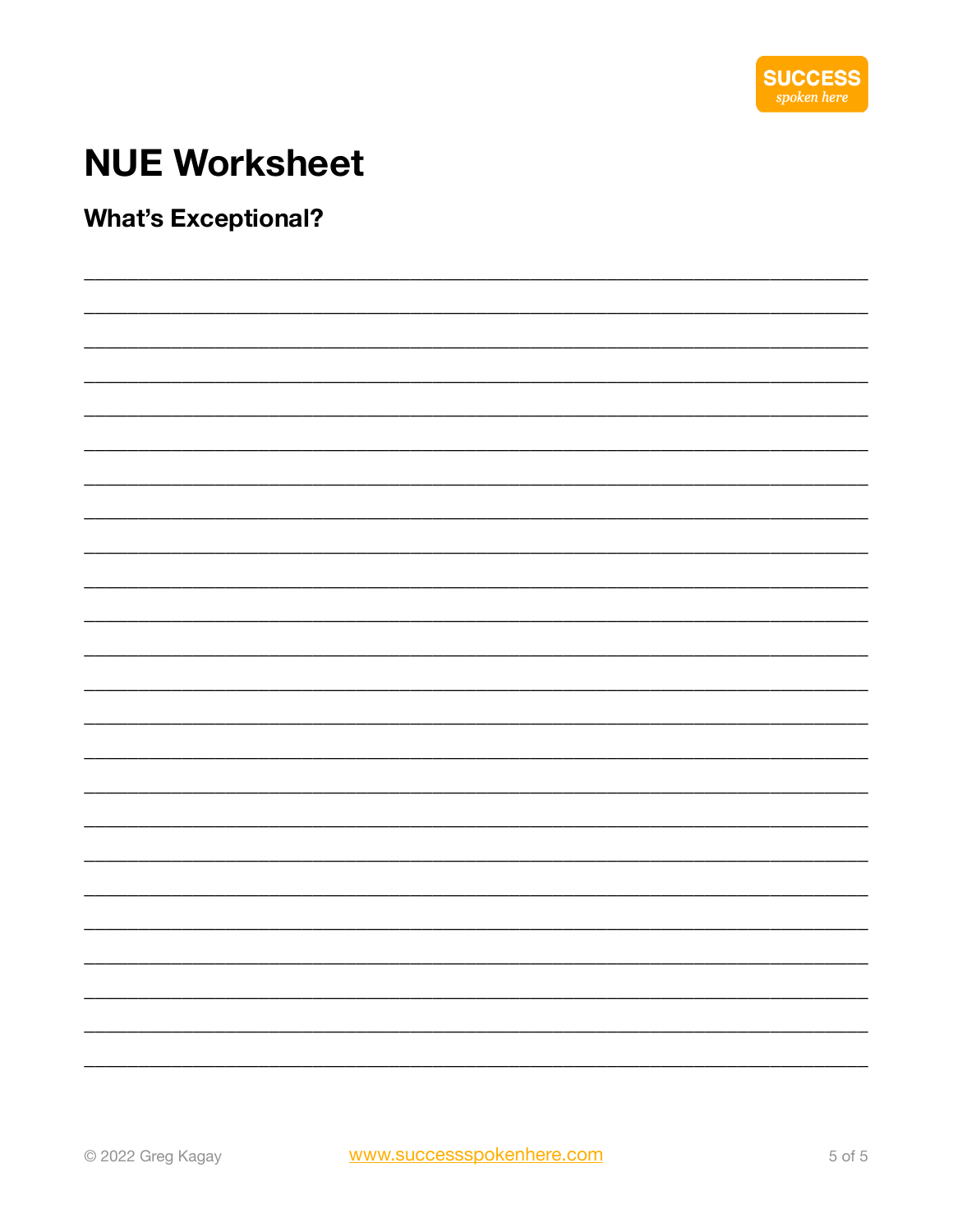# NUE Worksheet

## What's Exceptional?

______________________________________________________________________________

______________________________________________________________________________

______________________________________________________________________________

______________________________________________________________________________

______________________________________________________________________________

______________________________________________________________________________

______________________________________________________________________________

______________________________________________________________________________

______________________________________________________________________________

______________________________________________________________________________

______________________________________________________________________________

______________________________________________________________________________

______________________________________________________________________________

______________________________________________________________________________

______________________________________________________________________________

______________________________________________________________________________

______________________________________________________________________________

______________________________________________________________________________

______________________________________________________________________________

______________________________________________________________________________

______________________________________________________________________________

______________________________________________________________________________

______________________________________________________________________________

______________________________________________________________________________

© 2022 Greg Kagay

www.successspokenhere.com